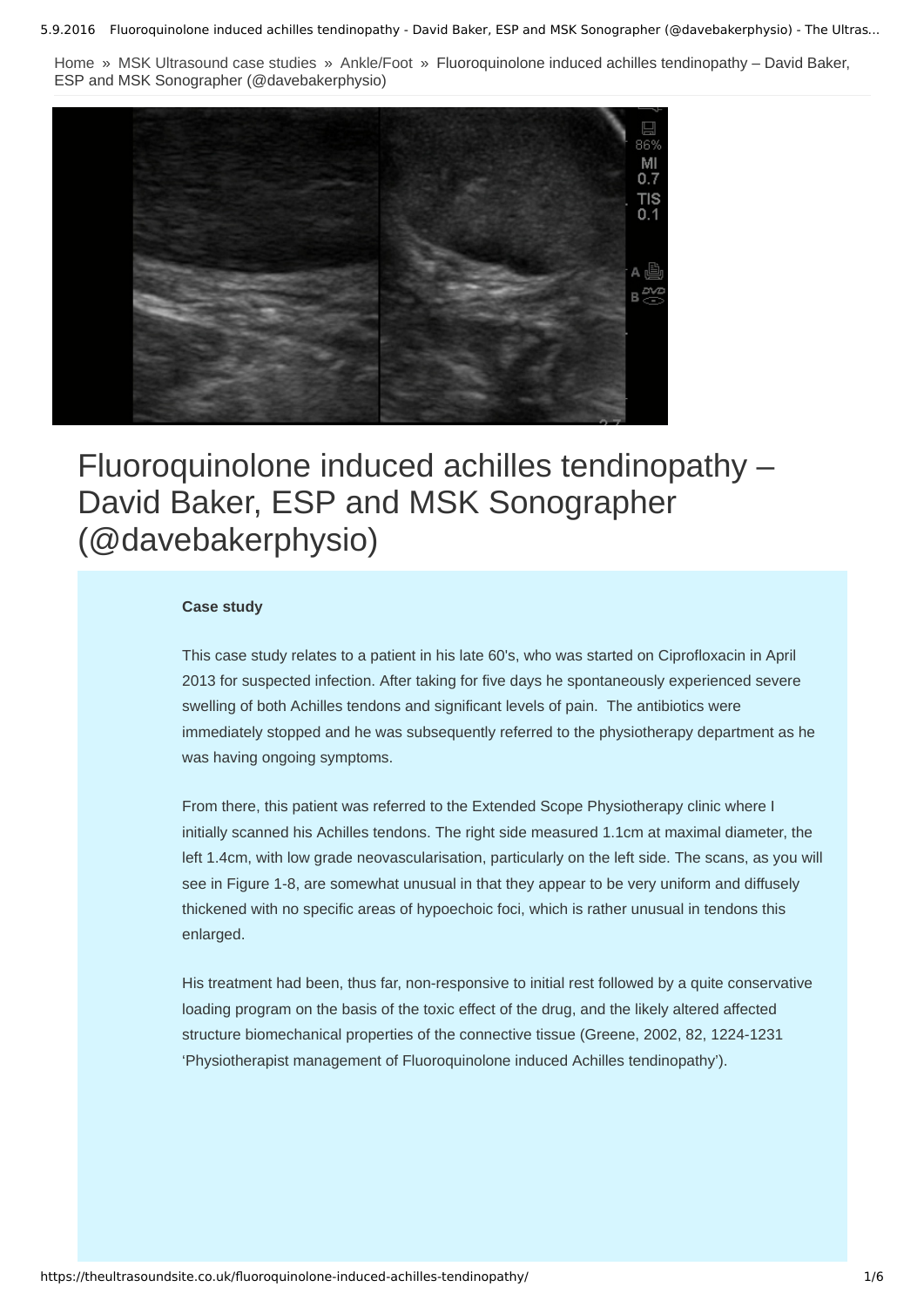Home » MSK Ultrasound case studies » Ankle/Foot » Fluoroquinolone induced achilles tendinopathy – David Baker, ESP and MSK Sonographer (@davebakerphysio)

# Fluoroquinolone induced achilles tendinopathy – David Baker, ESP and MSK Sonographer (@davebakerphysio)

**Case study**

This case study relates to a patient in his late 60's, who was started on Ciprofloxacin in April 2013 for suspected infection. After taking for five days he spontaneously experienced severe swelling of both Achilles tendons and significant levels of pain. The antibiotics were immediately stopped and he was subsequently referred to the physiotherapy department as he was having ongoing symptoms.

From there, this patient was referred to the Extended Scope Physiotherapy clinic where I initially scanned his Achilles tendons. The right side measured 1.1cm at maximal diameter, the left 1.4cm, with low grade neovascularisation, particularly on the left side. The scans, as you will see in Figure 1-8, are somewhat unusual in that they appear to be very uniform and diffusely thickened with no specific areas of hypoechoic foci, which is rather unusual in tendons this enlarged.

His treatment had been, thus far, non-responsive to initial rest followed by a quite conservative loading program on the basis of the toxic effect of the drug, and the likely altered affected structure biomechanical properties of the connective tissue (Greene, 2002, 82, 1224-1231 'Physiotherapist management of Fluoroquinolone induced Achilles tendinopathy').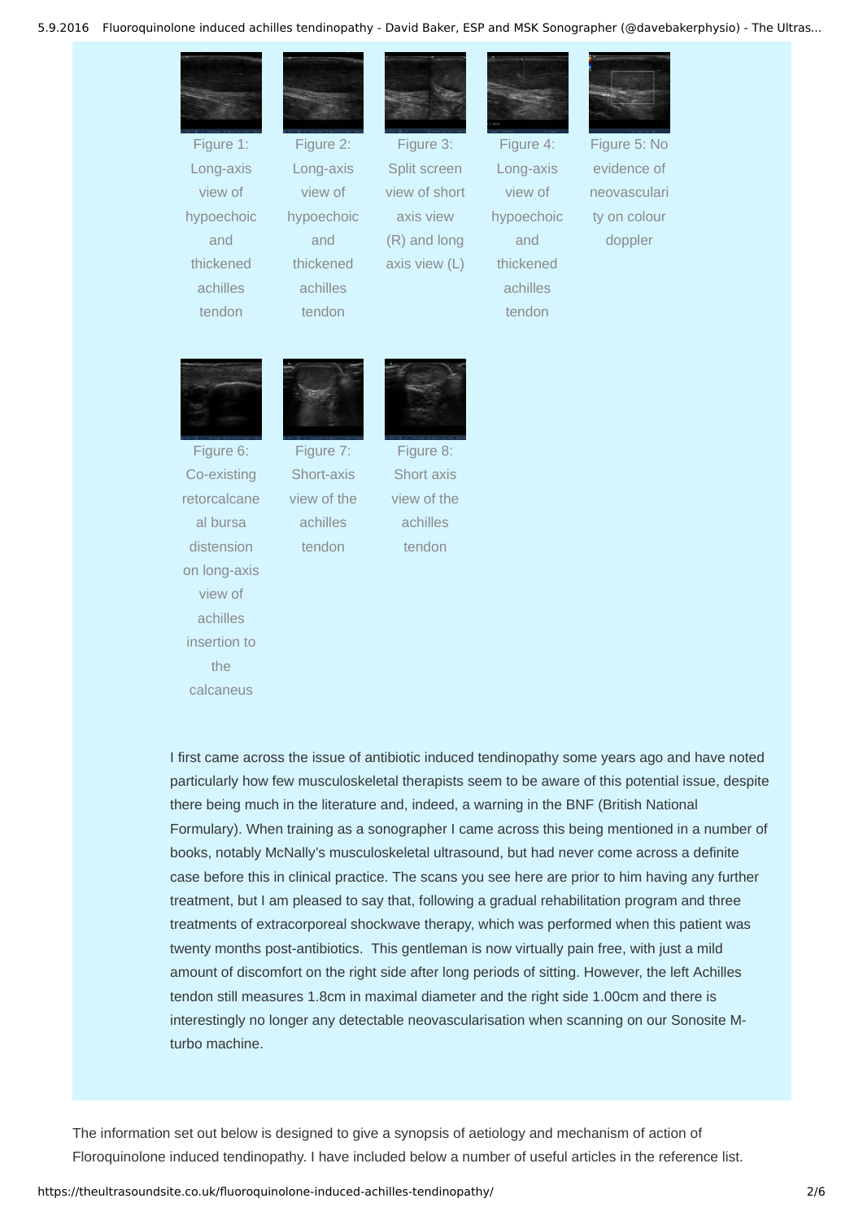Figure 1: Long-axis view of hypoechoic and thickened achilles tendon

Figure 2: Long-axis view of hypoechoic and thickened achilles tendon

Figure 3: Split screen view of short axis view (R) and long axis view (L)

Figure 4: Long-axis view of hypoechoic and thickened achilles tendon

Figure 5: No evidence of neovascularity on colour doppler

Figure 6: Co-existing retorcalcaneal bursa distension on long-axis view of achilles insertion to the calcaneus

Figure 7: Short-axis view of the achilles tendon

Figure 8: Short axis view of the achilles tendon

I first came across the issue of antibiotic induced tendinopathy some years ago and have noted particularly how few musculoskeletal therapists seem to be aware of this potential issue, despite there being much in the literature and, indeed, a warning in the BNF (British National Formulary). When training as a sonographer I came across this being mentioned in a number of books, notably McNally's musculoskeletal ultrasound, but had never come across a definite case before this in clinical practice. The scans you see here are prior to him having any further treatment, but I am pleased to say that, following a gradual rehabilitation program and three treatments of extracorporeal shockwave therapy, which was performed when this patient was twenty months post-antibiotics. This gentleman is now virtually pain free, with just a mild amount of discomfort on the right side after long periods of sitting. However, the left Achilles tendon still measures 1.8cm in maximal diameter and the right side 1.00cm and there is interestingly no longer any detectable neovascularisation when scanning on our Sonosite M-turbo machine.

The information set out below is designed to give a synopsis of aetiology and mechanism of action of Floroquinolone induced tendinopathy. I have included below a number of useful articles in the reference list.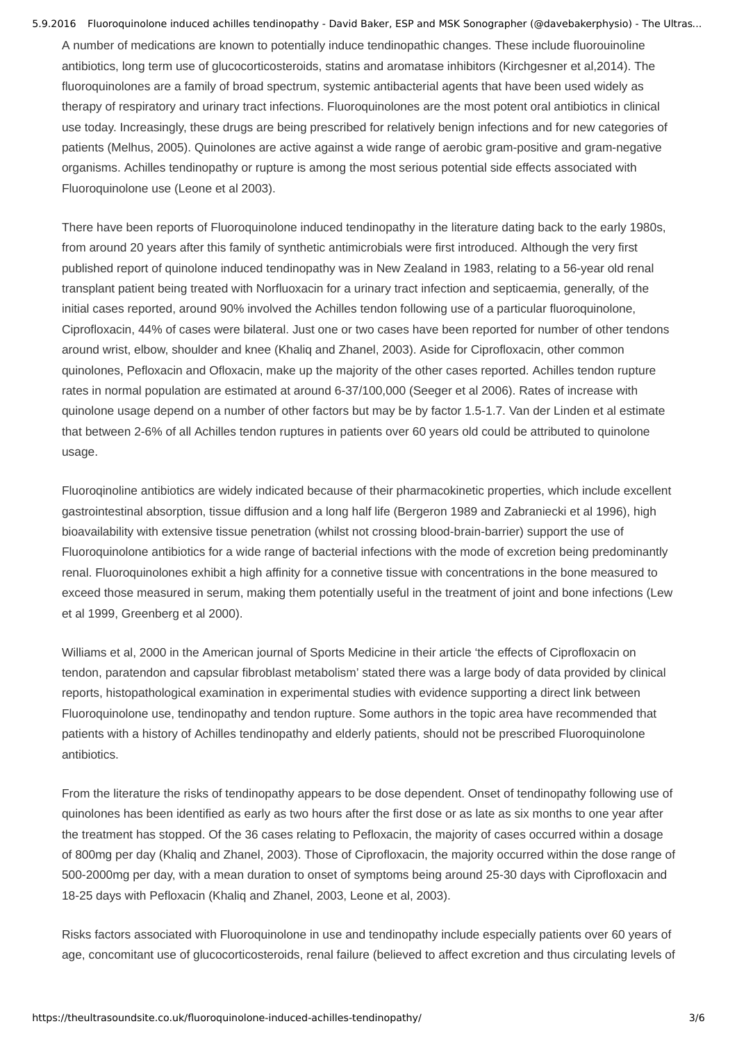A number of medications are known to potentially induce tendinopathic changes. These include fluorouinoline antibiotics, long term use of glucocorticosteroids, statins and aromatase inhibitors (Kirchgesner et al,2014). The fluoroquinolones are a family of broad spectrum, systemic antibacterial agents that have been used widely as therapy of respiratory and urinary tract infections. Fluoroquinolones are the most potent oral antibiotics in clinical use today. Increasingly, these drugs are being prescribed for relatively benign infections and for new categories of patients (Melhus, 2005). Quinolones are active against a wide range of aerobic gram-positive and gram-negative organisms. Achilles tendinopathy or rupture is among the most serious potential side effects associated with Fluoroquinolone use (Leone et al 2003).

There have been reports of Fluoroquinolone induced tendinopathy in the literature dating back to the early 1980s, from around 20 years after this family of synthetic antimicrobials were first introduced. Although the very first published report of quinolone induced tendinopathy was in New Zealand in 1983, relating to a 56-year old renal transplant patient being treated with Norfluoxacin for a urinary tract infection and septicaemia, generally, of the initial cases reported, around 90% involved the Achilles tendon following use of a particular fluoroquinolone, Ciprofloxacin, 44% of cases were bilateral. Just one or two cases have been reported for number of other tendons around wrist, elbow, shoulder and knee (Khaliq and Zhanel, 2003). Aside for Ciprofloxacin, other common quinolones, Pefloxacin and Ofloxacin, make up the majority of the other cases reported. Achilles tendon rupture rates in normal population are estimated at around 6-37/100,000 (Seeger et al 2006). Rates of increase with quinolone usage depend on a number of other factors but may be by factor 1.5-1.7. Van der Linden et al estimate that between 2-6% of all Achilles tendon ruptures in patients over 60 years old could be attributed to quinolone usage.

Fluoroqinoline antibiotics are widely indicated because of their pharmacokinetic properties, which include excellent gastrointestinal absorption, tissue diffusion and a long half life (Bergeron 1989 and Zabraniecki et al 1996), high bioavailability with extensive tissue penetration (whilst not crossing blood-brain-barrier) support the use of Fluoroquinolone antibiotics for a wide range of bacterial infections with the mode of excretion being predominantly renal. Fluoroquinolones exhibit a high affinity for a connetive tissue with concentrations in the bone measured to exceed those measured in serum, making them potentially useful in the treatment of joint and bone infections (Lew et al 1999, Greenberg et al 2000).

Williams et al, 2000 in the American journal of Sports Medicine in their article 'the effects of Ciprofloxacin on tendon, paratendon and capsular fibroblast metabolism' stated there was a large body of data provided by clinical reports, histopathological examination in experimental studies with evidence supporting a direct link between Fluoroquinolone use, tendinopathy and tendon rupture. Some authors in the topic area have recommended that patients with a history of Achilles tendinopathy and elderly patients, should not be prescribed Fluoroquinolone antibiotics.

From the literature the risks of tendinopathy appears to be dose dependent. Onset of tendinopathy following use of quinolones has been identified as early as two hours after the first dose or as late as six months to one year after the treatment has stopped. Of the 36 cases relating to Pefloxacin, the majority of cases occurred within a dosage of 800mg per day (Khaliq and Zhanel, 2003). Those of Ciprofloxacin, the majority occurred within the dose range of 500-2000mg per day, with a mean duration to onset of symptoms being around 25-30 days with Ciprofloxacin and 18-25 days with Pefloxacin (Khaliq and Zhanel, 2003, Leone et al, 2003).

Risks factors associated with Fluoroquinolone in use and tendinopathy include especially patients over 60 years of age, concomitant use of glucocorticosteroids, renal failure (believed to affect excretion and thus circulating levels of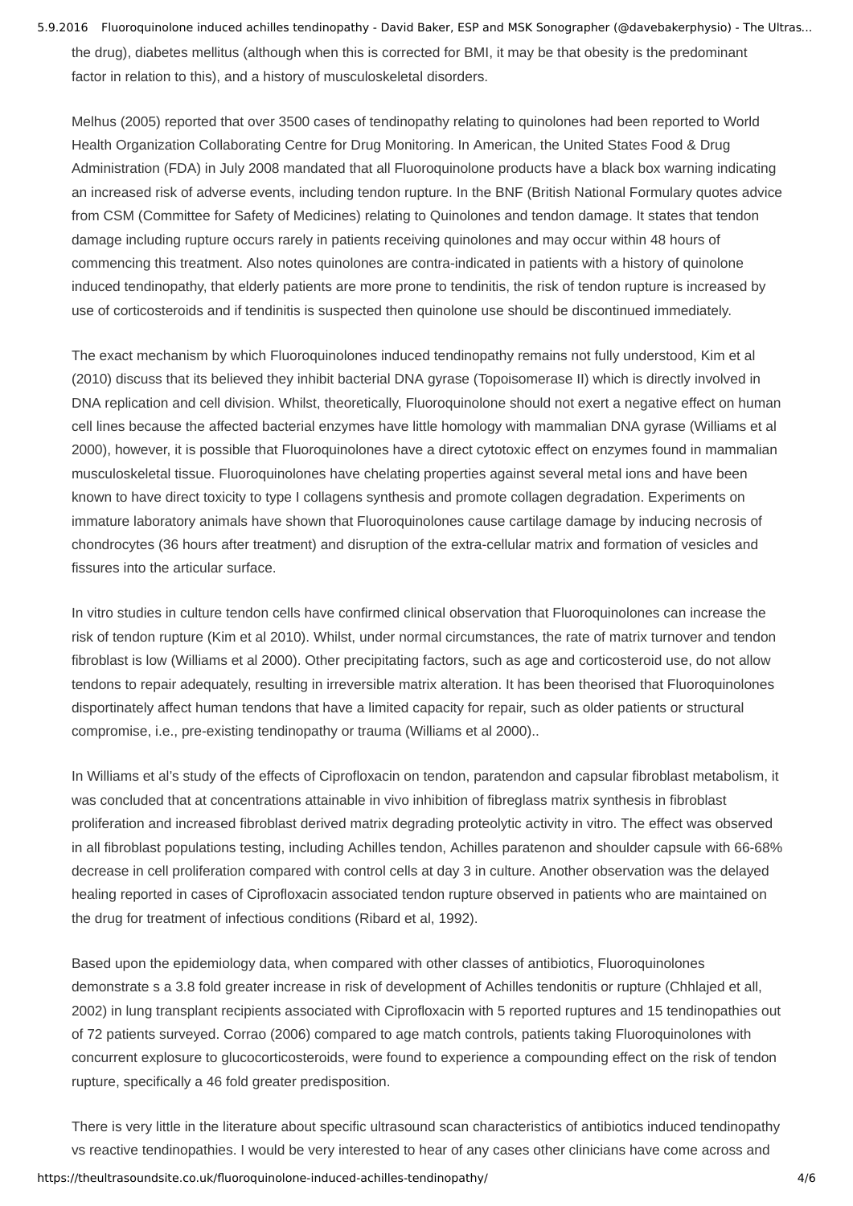the drug), diabetes mellitus (although when this is corrected for BMI, it may be that obesity is the predominant factor in relation to this), and a history of musculoskeletal disorders.

Melhus (2005) reported that over 3500 cases of tendinopathy relating to quinolones had been reported to World Health Organization Collaborating Centre for Drug Monitoring. In American, the United States Food & Drug Administration (FDA) in July 2008 mandated that all Fluoroquinolone products have a black box warning indicating an increased risk of adverse events, including tendon rupture. In the BNF (British National Formulary quotes advice from CSM (Committee for Safety of Medicines) relating to Quinolones and tendon damage. It states that tendon damage including rupture occurs rarely in patients receiving quinolones and may occur within 48 hours of commencing this treatment. Also notes quinolones are contra-indicated in patients with a history of quinolone induced tendinopathy, that elderly patients are more prone to tendinitis, the risk of tendon rupture is increased by use of corticosteroids and if tendinitis is suspected then quinolone use should be discontinued immediately.

The exact mechanism by which Fluoroquinolones induced tendinopathy remains not fully understood, Kim et al (2010) discuss that its believed they inhibit bacterial DNA gyrase (Topoisomerase II) which is directly involved in DNA replication and cell division. Whilst, theoretically, Fluoroquinolone should not exert a negative effect on human cell lines because the affected bacterial enzymes have little homology with mammalian DNA gyrase (Williams et al 2000), however, it is possible that Fluoroquinolones have a direct cytotoxic effect on enzymes found in mammalian musculoskeletal tissue. Fluoroquinolones have chelating properties against several metal ions and have been known to have direct toxicity to type I collagens synthesis and promote collagen degradation. Experiments on immature laboratory animals have shown that Fluoroquinolones cause cartilage damage by inducing necrosis of chondrocytes (36 hours after treatment) and disruption of the extra-cellular matrix and formation of vesicles and fissures into the articular surface.

In vitro studies in culture tendon cells have confirmed clinical observation that Fluoroquinolones can increase the risk of tendon rupture (Kim et al 2010). Whilst, under normal circumstances, the rate of matrix turnover and tendon fibroblast is low (Williams et al 2000). Other precipitating factors, such as age and corticosteroid use, do not allow tendons to repair adequately, resulting in irreversible matrix alteration. It has been theorised that Fluoroquinolones disportinately affect human tendons that have a limited capacity for repair, such as older patients or structural compromise, i.e., pre-existing tendinopathy or trauma (Williams et al 2000)..

In Williams et al's study of the effects of Ciprofloxacin on tendon, paratendon and capsular fibroblast metabolism, it was concluded that at concentrations attainable in vivo inhibition of fibreglass matrix synthesis in fibroblast proliferation and increased fibroblast derived matrix degrading proteolytic activity in vitro. The effect was observed in all fibroblast populations testing, including Achilles tendon, Achilles paratenon and shoulder capsule with 66-68% decrease in cell proliferation compared with control cells at day 3 in culture. Another observation was the delayed healing reported in cases of Ciprofloxacin associated tendon rupture observed in patients who are maintained on the drug for treatment of infectious conditions (Ribard et al, 1992).

Based upon the epidemiology data, when compared with other classes of antibiotics, Fluoroquinolones demonstrate s a 3.8 fold greater increase in risk of development of Achilles tendonitis or rupture (Chhlajed et all, 2002) in lung transplant recipients associated with Ciprofloxacin with 5 reported ruptures and 15 tendinopathies out of 72 patients surveyed. Corrao (2006) compared to age match controls, patients taking Fluoroquinolones with concurrent explosure to glucocorticosteroids, were found to experience a compounding effect on the risk of tendon rupture, specifically a 46 fold greater predisposition.

There is very little in the literature about specific ultrasound scan characteristics of antibiotics induced tendinopathy vs reactive tendinopathies. I would be very interested to hear of any cases other clinicians have come across and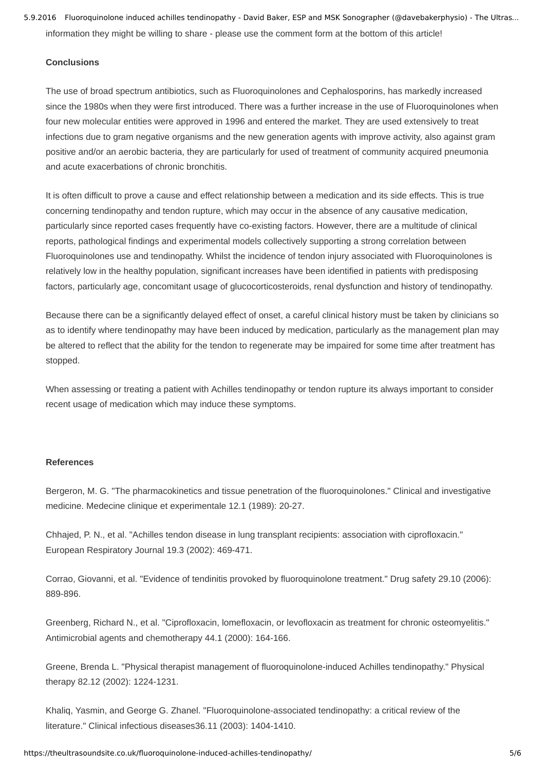information they might be willing to share - please use the comment form at the bottom of this article!

**Conclusions**

The use of broad spectrum antibiotics, such as Fluoroquinolones and Cephalosporins, has markedly increased since the 1980s when they were first introduced. There was a further increase in the use of Fluoroquinolones when four new molecular entities were approved in 1996 and entered the market. They are used extensively to treat infections due to gram negative organisms and the new generation agents with improve activity, also against gram positive and/or an aerobic bacteria, they are particularly for used of treatment of community acquired pneumonia and acute exacerbations of chronic bronchitis.

It is often difficult to prove a cause and effect relationship between a medication and its side effects. This is true concerning tendinopathy and tendon rupture, which may occur in the absence of any causative medication, particularly since reported cases frequently have co-existing factors. However, there are a multitude of clinical reports, pathological findings and experimental models collectively supporting a strong correlation between Fluoroquinolones use and tendinopathy. Whilst the incidence of tendon injury associated with Fluoroquinolones is relatively low in the healthy population, significant increases have been identified in patients with predisposing factors, particularly age, concomitant usage of glucocorticosteroids, renal dysfunction and history of tendinopathy.

Because there can be a significantly delayed effect of onset, a careful clinical history must be taken by clinicians so as to identify where tendinopathy may have been induced by medication, particularly as the management plan may be altered to reflect that the ability for the tendon to regenerate may be impaired for some time after treatment has stopped.

When assessing or treating a patient with Achilles tendinopathy or tendon rupture its always important to consider recent usage of medication which may induce these symptoms.

**References**

Bergeron, M. G. "The pharmacokinetics and tissue penetration of the fluoroquinolones." Clinical and investigative medicine. Medecine clinique et experimentale 12.1 (1989): 20-27.

Chhajed, P. N., et al. "Achilles tendon disease in lung transplant recipients: association with ciprofloxacin." European Respiratory Journal 19.3 (2002): 469-471.

Corrao, Giovanni, et al. "Evidence of tendinitis provoked by fluoroquinolone treatment." Drug safety 29.10 (2006): 889-896.

Greenberg, Richard N., et al. "Ciprofloxacin, lomefloxacin, or levofloxacin as treatment for chronic osteomyelitis." Antimicrobial agents and chemotherapy 44.1 (2000): 164-166.

Greene, Brenda L. "Physical therapist management of fluoroquinolone-induced Achilles tendinopathy." Physical therapy 82.12 (2002): 1224-1231.

Khaliq, Yasmin, and George G. Zhanel. "Fluoroquinolone-associated tendinopathy: a critical review of the literature." Clinical infectious diseases36.11 (2003): 1404-1410.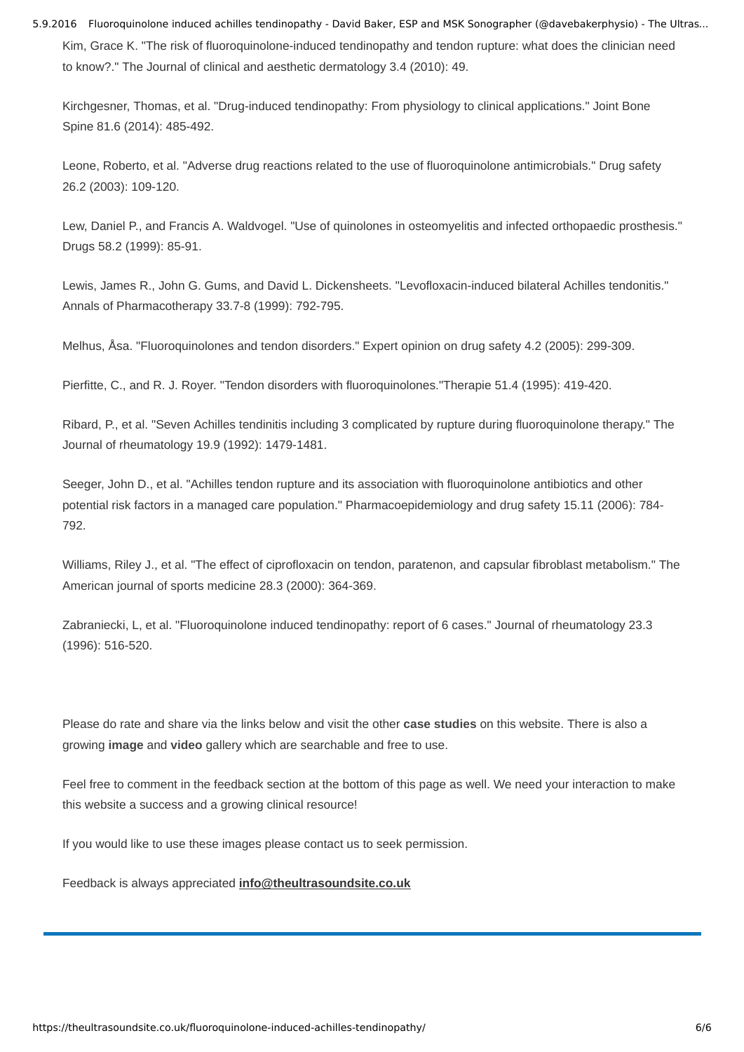Kim, Grace K. "The risk of fluoroquinolone-induced tendinopathy and tendon rupture: what does the clinician need to know?." The Journal of clinical and aesthetic dermatology 3.4 (2010): 49.

Kirchgesner, Thomas, et al. "Drug-induced tendinopathy: From physiology to clinical applications." Joint Bone Spine 81.6 (2014): 485-492.

Leone, Roberto, et al. "Adverse drug reactions related to the use of fluoroquinolone antimicrobials." Drug safety 26.2 (2003): 109-120.

Lew, Daniel P., and Francis A. Waldvogel. "Use of quinolones in osteomyelitis and infected orthopaedic prosthesis." Drugs 58.2 (1999): 85-91.

Lewis, James R., John G. Gums, and David L. Dickensheets. "Levofloxacin-induced bilateral Achilles tendonitis." Annals of Pharmacotherapy 33.7-8 (1999): 792-795.

Melhus, Åsa. "Fluoroquinolones and tendon disorders." Expert opinion on drug safety 4.2 (2005): 299-309.

Pierfitte, C., and R. J. Royer. "Tendon disorders with fluoroquinolones."Therapie 51.4 (1995): 419-420.

Ribard, P., et al. "Seven Achilles tendinitis including 3 complicated by rupture during fluoroquinolone therapy." The Journal of rheumatology 19.9 (1992): 1479-1481.

Seeger, John D., et al. "Achilles tendon rupture and its association with fluoroquinolone antibiotics and other potential risk factors in a managed care population." Pharmacoepidemiology and drug safety 15.11 (2006): 784-792.

Williams, Riley J., et al. "The effect of ciprofloxacin on tendon, paratenon, and capsular fibroblast metabolism." The American journal of sports medicine 28.3 (2000): 364-369.

Zabraniecki, L, et al. "Fluoroquinolone induced tendinopathy: report of 6 cases." Journal of rheumatology 23.3 (1996): 516-520.

Please do rate and share via the links below and visit the other **case studies** on this website. There is also a growing **image** and **video** gallery which are searchable and free to use.

Feel free to comment in the feedback section at the bottom of this page as well. We need your interaction to make this website a success and a growing clinical resource!

If you would like to use these images please contact us to seek permission.

Feedback is always appreciated **info@theultrasoundsite.co.uk**